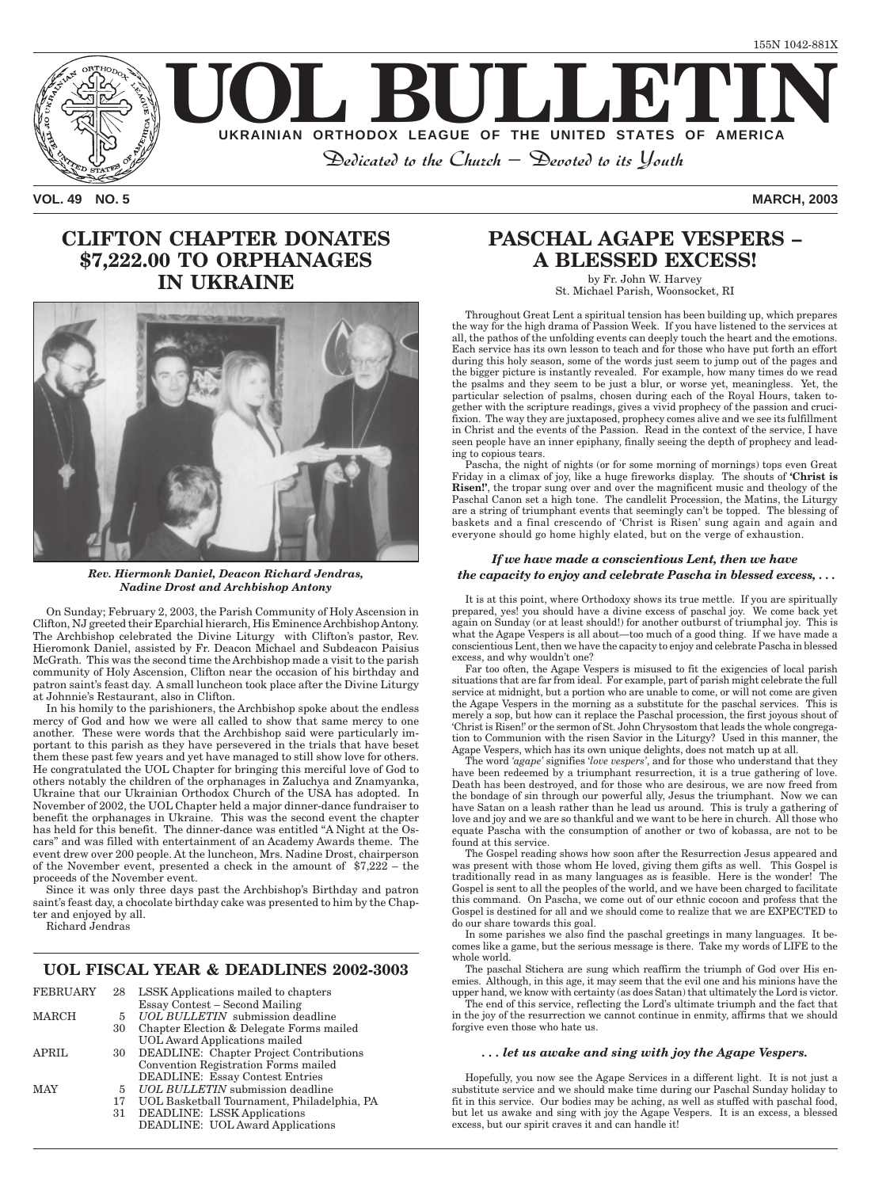155N 1042-881X

# UOL BULLETIN

**UKRAINIAN ORTHODOX LEAGUE OF THE UNITED STATES OF AMERICA**

*Dedicated to the Church – Devoted to its Youth*

**VOL. 49 NO. 5** **MARCH, 2003**

## CLIFTON CHAPTER DONATES $7,222.00 TO ORPHANAGES IN UKRAINE

***Rev. Hiermonk Daniel, Deacon Richard Jendras, Nadine Drost and Archbishop Antony***

On Sunday; February 2, 2003, the Parish Community of Holy Ascension in Clifton, NJ greeted their Eparchial hierarch, His Eminence Archbishop Antony. The Archbishop celebrated the Divine Liturgy with Clifton's pastor, Rev. Hieromonk Daniel, assisted by Fr. Deacon Michael and Subdeacon Paisius McGrath. This was the second time the Archbishop made a visit to the parish community of Holy Ascension, Clifton near the occasion of his birthday and patron saint's feast day. A small luncheon took place after the Divine Liturgy at Johnnie's Restaurant, also in Clifton.

In his homily to the parishioners, the Archbishop spoke about the endless mercy of God and how we were all called to show that same mercy to one another. These were words that the Archbishop said were particularly important to this parish as they have persevered in the trials that have beset them these past few years and yet have managed to still show love for others. He congratulated the UOL Chapter for bringing this merciful love of God to others notably the children of the orphanages in Zaluchya and Znamyanka, Ukraine that our Ukrainian Orthodox Church of the USA has adopted. In November of 2002, the UOL Chapter held a major dinner-dance fundraiser to benefit the orphanages in Ukraine. This was the second event the chapter has held for this benefit. The dinner-dance was entitled "A Night at the Oscars" and was filled with entertainment of an Academy Awards theme. The event drew over 200 people. At the luncheon, Mrs. Nadine Drost, chairperson of the November event, presented a check in the amount of $7,222 – the proceeds of the November event.

Since it was only three days past the Archbishop's Birthday and patron saint's feast day, a chocolate birthday cake was presented to him by the Chapter and enjoyed by all.

Richard Jendras

## UOL FISCAL YEAR & DEADLINES 2002-3003

| | | |
|---|---|---|
| FEBRUARY | 28 | LSSK Applications mailed to chapters<br>Essay Contest – Second Mailing |
| MARCH | 5 | *UOL BULLETIN* submission deadline |
| | 30 | Chapter Election & Delegate Forms mailed<br>UOL Award Applications mailed |
| APRIL | 30 | DEADLINE: Chapter Project Contributions<br>Convention Registration Forms mailed<br>DEADLINE: Essay Contest Entries |
| MAY | 5 | *UOL BULLETIN* submission deadline |
| | 17 | UOL Basketball Tournament, Philadelphia, PA |
| | 31 | DEADLINE: LSSK Applications<br>DEADLINE: UOL Award Applications |

## PASCHAL AGAPE VESPERS – A BLESSED EXCESS!

by Fr. John W. Harvey
St. Michael Parish, Woonsocket, RI

Throughout Great Lent a spiritual tension has been building up, which prepares the way for the high drama of Passion Week. If you have listened to the services at all, the pathos of the unfolding events can deeply touch the heart and the emotions. Each service has its own lesson to teach and for those who have put forth an effort during this holy season, some of the words just seem to jump out of the pages and the bigger picture is instantly revealed. For example, how many times do we read the psalms and they seem to be just a blur, or worse yet, meaningless. Yet, the particular selection of psalms, chosen during each of the Royal Hours, taken together with the scripture readings, gives a vivid prophecy of the passion and crucifixion. The way they are juxtaposed, prophecy comes alive and we see its fulfillment in Christ and the events of the Passion. Read in the context of the service, I have seen people have an inner epiphany, finally seeing the depth of prophecy and leading to copious tears.

Pascha, the night of nights (or for some morning of mornings) tops even Great Friday in a climax of joy, like a huge fireworks display. The shouts of **'Christ is Risen!'**, the tropar sung over and over the magnificent music and theology of the Paschal Canon set a high tone. The candlelit Procession, the Matins, the Liturgy are a string of triumphant events that seemingly can't be topped. The blessing of baskets and a final crescendo of 'Christ is Risen' sung again and again and everyone should go home highly elated, but on the verge of exhaustion.

***If we have made a conscientious Lent, then we have the capacity to enjoy and celebrate Pascha in blessed excess, . . .***

It is at this point, where Orthodoxy shows its true mettle. If you are spiritually prepared, yes! you should have a divine excess of paschal joy. We come back yet again on Sunday (or at least should!) for another outburst of triumphal joy. This is what the Agape Vespers is all about—too much of a good thing. If we have made a conscientious Lent, then we have the capacity to enjoy and celebrate Pascha in blessed excess, and why wouldn't one?

Far too often, the Agape Vespers is misused to fit the exigencies of local parish situations that are far from ideal. For example, part of parish might celebrate the full service at midnight, but a portion who are unable to come, or will not come are given the Agape Vespers in the morning as a substitute for the paschal services. This is merely a sop, but how can it replace the Paschal procession, the first joyous shout of 'Christ is Risen!' or the sermon of St. John Chrysostom that leads the whole congregation to Communion with the risen Savior in the Liturgy? Used in this manner, the Agape Vespers, which has its own unique delights, does not match up at all.

The word *'agape'* signifies *'love vespers'*, and for those who understand that they have been redeemed by a triumphant resurrection, it is a true gathering of love. Death has been destroyed, and for those who are desirous, we are now freed from the bondage of sin through our powerful ally, Jesus the triumphant. Now we can have Satan on a leash rather than he lead us around. This is truly a gathering of love and joy and we are so thankful and we want to be here in church. All those who equate Pascha with the consumption of another or two of kobassa, are not to be found at this service.

The Gospel reading shows how soon after the Resurrection Jesus appeared and was present with those whom He loved, giving them gifts as well. This Gospel is traditionally read in as many languages as is feasible. Here is the wonder! The Gospel is sent to all the peoples of the world, and we have been charged to facilitate this command. On Pascha, we come out of our ethnic cocoon and profess that the Gospel is destined for all and we should come to realize that we are EXPECTED to do our share towards this goal.

In some parishes we also find the paschal greetings in many languages. It becomes like a game, but the serious message is there. Take my words of LIFE to the whole world.

The paschal Stichera are sung which reaffirm the triumph of God over His enemies. Although, in this age, it may seem that the evil one and his minions have the upper hand, we know with certainty (as does Satan) that ultimately the Lord is victor.

The end of this service, reflecting the Lord's ultimate triumph and the fact that in the joy of the resurrection we cannot continue in enmity, affirms that we should forgive even those who hate us.

***. . . let us awake and sing with joy the Agape Vespers.***

Hopefully, you now see the Agape Services in a different light. It is not just a substitute service and we should make time during our Paschal Sunday holiday to fit in this service. Our bodies may be aching, as well as stuffed with paschal food, but let us awake and sing with joy the Agape Vespers. It is an excess, a blessed excess, but our spirit craves it and can handle it!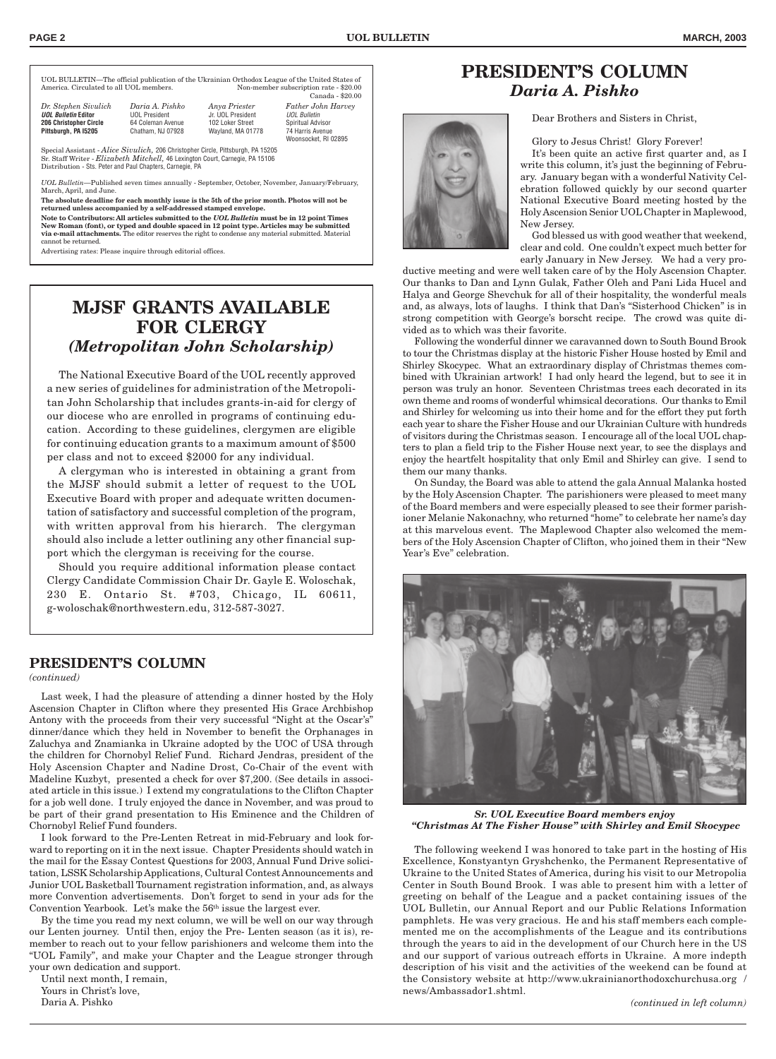UOL BULLETIN—The official publication of the Ukrainian Orthodox League of the United States of America. Circulated to all UOL members. Non-member subscription rate - $20.00 Canada - $20.00

| *Dr. Stephen Sivulich* | *Daria A. Pishko* | *Anya Priester* | *Father John Harvey* |
|---|---|---|---|
| ***UOL Bulletin* Editor** | UOL President | Jr. UOL President | *UOL Bulletin* |
| **206 Christopher Circle** | 64 Coleman Avenue | 102 Loker Street | Spiritual Advisor |
| **Pittsburgh, PA I5205** | Chatham, NJ 07928 | Wayland, MA 01778 | 74 Harris Avenue |
| | | | Woonsocket, RI 02895 |

Special Assistant - *Alice Sivulich,* 206 Christopher Circle, Pittsburgh, PA 15205
Sr. Staff Writer - *Elizabeth Mitchell,* 46 Lexington Court, Carnegie, PA 15106
Distribution - Sts. Peter and Paul Chapters, Carnegie, PA

*UOL Bulletin*—Published seven times annually - September, October, November, January/February, March, April, and June.

**The absolute deadline for each monthly issue is the 5th of the prior month. Photos will not be returned unless accompanied by a self-addressed stamped envelope.**

**Note to Contributors: All articles submitted to the *UOL Bulletin* must be in 12 point Times New Roman (font), or typed and double spaced in 12 point type. Articles may be submitted via e-mail attachments.** The editor reserves the right to condense any material submitted. Material cannot be returned.

Advertising rates: Please inquire through editorial offices.

# MJSF GRANTS AVAILABLE FOR CLERGY

## *(Metropolitan John Scholarship)*

The National Executive Board of the UOL recently approved a new series of guidelines for administration of the Metropolitan John Scholarship that includes grants-in-aid for clergy of our diocese who are enrolled in programs of continuing education. According to these guidelines, clergymen are eligible for continuing education grants to a maximum amount of $500 per class and not to exceed $2000 for any individual.

A clergyman who is interested in obtaining a grant from the MJSF should submit a letter of request to the UOL Executive Board with proper and adequate written documentation of satisfactory and successful completion of the program, with written approval from his hierarch. The clergyman should also include a letter outlining any other financial support which the clergyman is receiving for the course.

Should you require additional information please contact Clergy Candidate Commission Chair Dr. Gayle E. Woloschak, 230 E. Ontario St. #703, Chicago, IL 60611, g-woloschak@northwestern.edu, 312-587-3027.

# PRESIDENT'S COLUMN

## *Daria A. Pishko*

Dear Brothers and Sisters in Christ,

Glory to Jesus Christ! Glory Forever!

It's been quite an active first quarter and, as I write this column, it's just the beginning of February. January began with a wonderful Nativity Celebration followed quickly by our second quarter National Executive Board meeting hosted by the Holy Ascension Senior UOL Chapter in Maplewood, New Jersey.

God blessed us with good weather that weekend, clear and cold. One couldn't expect much better for early January in New Jersey. We had a very productive meeting and were well taken care of by the Holy Ascension Chapter. Our thanks to Dan and Lynn Gulak, Father Oleh and Pani Lida Hucel and Halya and George Shevchuk for all of their hospitality, the wonderful meals and, as always, lots of laughs. I think that Dan's "Sisterhood Chicken" is in strong competition with George's borscht recipe. The crowd was quite divided as to which was their favorite.

Following the wonderful dinner we caravanned down to South Bound Brook to tour the Christmas display at the historic Fisher House hosted by Emil and Shirley Skocypec. What an extraordinary display of Christmas themes combined with Ukrainian artwork! I had only heard the legend, but to see it in person was truly an honor. Seventeen Christmas trees each decorated in its own theme and rooms of wonderful whimsical decorations. Our thanks to Emil and Shirley for welcoming us into their home and for the effort they put forth each year to share the Fisher House and our Ukrainian Culture with hundreds of visitors during the Christmas season. I encourage all of the local UOL chapters to plan a field trip to the Fisher House next year, to see the displays and enjoy the heartfelt hospitality that only Emil and Shirley can give. I send to them our many thanks.

On Sunday, the Board was able to attend the gala Annual Malanka hosted by the Holy Ascension Chapter. The parishioners were pleased to meet many of the Board members and were especially pleased to see their former parishioner Melanie Nakonachny, who returned "home" to celebrate her name's day at this marvelous event. The Maplewood Chapter also welcomed the members of the Holy Ascension Chapter of Clifton, who joined them in their "New Year's Eve" celebration.

***Sr. UOL Executive Board members enjoy "Christmas At The Fisher House" with Shirley and Emil Skocypec***

The following weekend I was honored to take part in the hosting of His Excellence, Konstyantyn Gryshchenko, the Permanent Representative of Ukraine to the United States of America, during his visit to our Metropolia Center in South Bound Brook. I was able to present him with a letter of greeting on behalf of the League and a packet containing issues of the UOL Bulletin, our Annual Report and our Public Relations Information pamphlets. He was very gracious. He and his staff members each complemented me on the accomplishments of the League and its contributions through the years to aid in the development of our Church here in the US and our support of various outreach efforts in Ukraine. A more indepth description of his visit and the activities of the weekend can be found at the Consistory website at http://www.ukrainianorthodoxchurchusa.org / news/Ambassador1.shtml.

*(continued in left column)*

## PRESIDENT'S COLUMN

*(continued)*

Last week, I had the pleasure of attending a dinner hosted by the Holy Ascension Chapter in Clifton where they presented His Grace Archbishop Antony with the proceeds from their very successful "Night at the Oscar's" dinner/dance which they held in November to benefit the Orphanages in Zaluchya and Znamianka in Ukraine adopted by the UOC of USA through the children for Chornobyl Relief Fund. Richard Jendras, president of the Holy Ascension Chapter and Nadine Drost, Co-Chair of the event with Madeline Kuzbyt, presented a check for over $7,200. (See details in associated article in this issue.) I extend my congratulations to the Clifton Chapter for a job well done. I truly enjoyed the dance in November, and was proud to be part of their grand presentation to His Eminence and the Children of Chornobyl Relief Fund founders.

I look forward to the Pre-Lenten Retreat in mid-February and look forward to reporting on it in the next issue. Chapter Presidents should watch in the mail for the Essay Contest Questions for 2003, Annual Fund Drive solicitation, LSSK Scholarship Applications, Cultural Contest Announcements and Junior UOL Basketball Tournament registration information, and, as always more Convention advertisements. Don't forget to send in your ads for the Convention Yearbook. Let's make the 56th issue the largest ever.

By the time you read my next column, we will be well on our way through our Lenten journey. Until then, enjoy the Pre- Lenten season (as it is), remember to reach out to your fellow parishioners and welcome them into the "UOL Family", and make your Chapter and the League stronger through your own dedication and support.

Until next month, I remain,
Yours in Christ's love,
Daria A. Pishko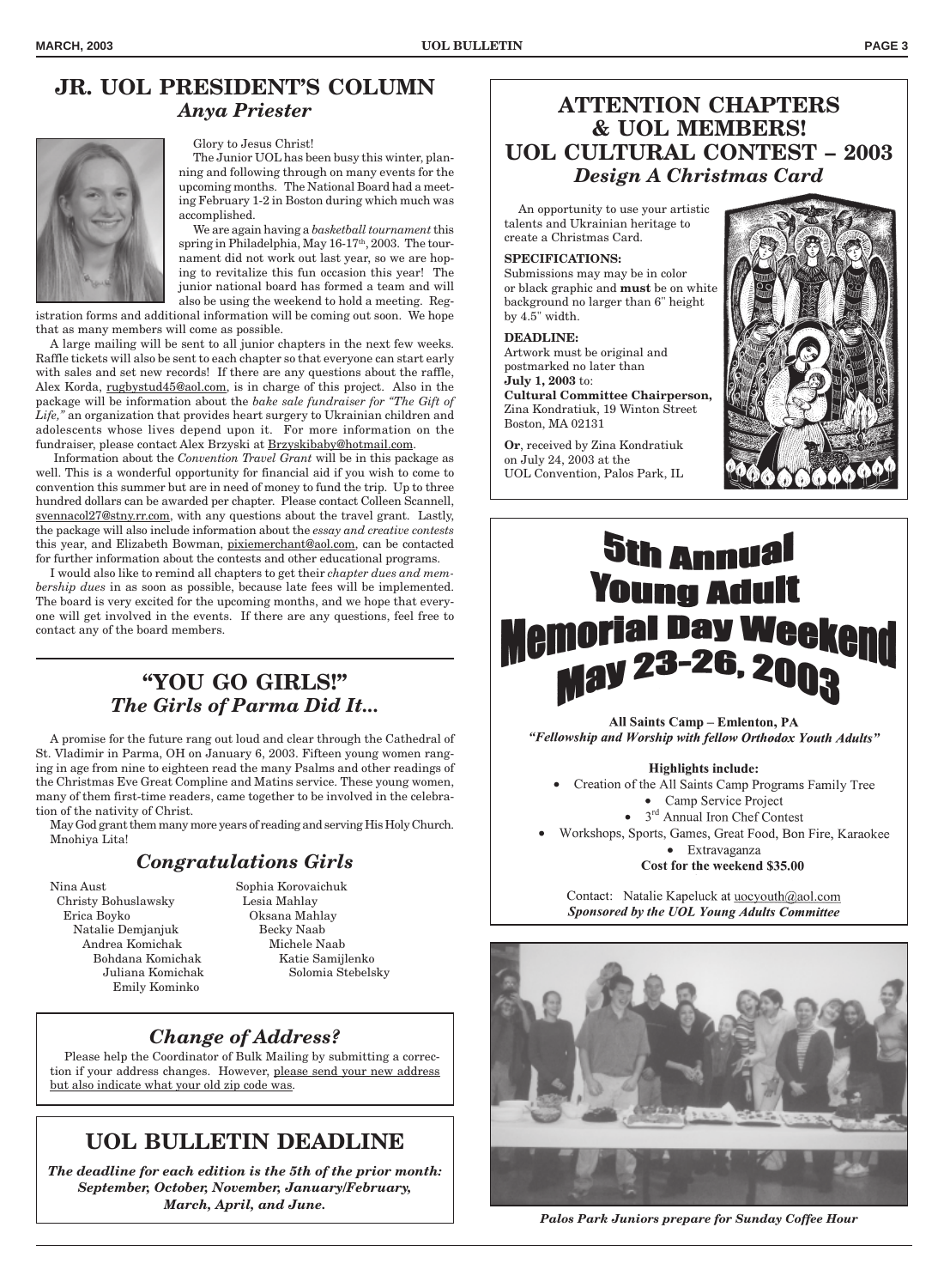## JR. UOL PRESIDENT'S COLUMN

### *Anya Priester*

Glory to Jesus Christ!

The Junior UOL has been busy this winter, planning and following through on many events for the upcoming months. The National Board had a meeting February 1-2 in Boston during which much was accomplished.

We are again having a *basketball tournament* this spring in Philadelphia, May 16-17th, 2003. The tournament did not work out last year, so we are hoping to revitalize this fun occasion this year! The junior national board has formed a team and will also be using the weekend to hold a meeting. Registration forms and additional information will be coming out soon. We hope that as many members will come as possible.

A large mailing will be sent to all junior chapters in the next few weeks. Raffle tickets will also be sent to each chapter so that everyone can start early with sales and set new records! If there are any questions about the raffle, Alex Korda, rugbystud45@aol.com, is in charge of this project. Also in the package will be information about the *bake sale fundraiser for "The Gift of Life,"* an organization that provides heart surgery to Ukrainian children and adolescents whose lives depend upon it. For more information on the fundraiser, please contact Alex Brzyski at Brzyskibaby@hotmail.com.

Information about the *Convention Travel Grant* will be in this package as well. This is a wonderful opportunity for financial aid if you wish to come to convention this summer but are in need of money to fund the trip. Up to three hundred dollars can be awarded per chapter. Please contact Colleen Scannell, svennacol27@stny.rr.com, with any questions about the travel grant. Lastly, the package will also include information about the *essay and creative contests* this year, and Elizabeth Bowman, pixiemerchant@aol.com, can be contacted for further information about the contests and other educational programs.

I would also like to remind all chapters to get their *chapter dues and membership dues* in as soon as possible, because late fees will be implemented. The board is very excited for the upcoming months, and we hope that everyone will get involved in the events. If there are any questions, feel free to contact any of the board members.

## "YOU GO GIRLS!"

### *The Girls of Parma Did It...*

A promise for the future rang out loud and clear through the Cathedral of St. Vladimir in Parma, OH on January 6, 2003. Fifteen young women ranging in age from nine to eighteen read the many Psalms and other readings of the Christmas Eve Great Compline and Matins service. These young women, many of them first-time readers, came together to be involved in the celebration of the nativity of Christ.

May God grant them many more years of reading and serving His Holy Church. Mnohiya Lita!

### *Congratulations Girls*

Nina Aust
Christy Bohuslawsky
Erica Boyko
Natalie Demjanjuk
Andrea Komichak
Bohdana Komichak
Juliana Komichak
Emily Kominko
Sophia Korovaichuk
Lesia Mahlay
Oksana Mahlay
Becky Naab
Michele Naab
Katie Samijlenko
Solomia Stebelsky

### *Change of Address?*

Please help the Coordinator of Bulk Mailing by submitting a correction if your address changes. However, please send your new address but also indicate what your old zip code was.

## UOL BULLETIN DEADLINE

***The deadline for each edition is the 5th of the prior month: September, October, November, January/February, March, April, and June.***

## ATTENTION CHAPTERS & UOL MEMBERS! UOL CULTURAL CONTEST – 2003

### *Design A Christmas Card*

An opportunity to use your artistic talents and Ukrainian heritage to create a Christmas Card.

**SPECIFICATIONS:**
Submissions may may be in color or black graphic and **must** be on white background no larger than 6" height by 4.5" width.

**DEADLINE:**
Artwork must be original and postmarked no later than **July 1, 2003** to:
**Cultural Committee Chairperson,** Zina Kondratiuk, 19 Winton Street Boston, MA 02131

**Or**, received by Zina Kondratiuk on July 24, 2003 at the UOL Convention, Palos Park, IL

## 5th Annual Young Adult Memorial Day Weekend May 23-26, 2003

**All Saints Camp – Emlenton, PA**

***"Fellowship and Worship with fellow Orthodox Youth Adults"***

**Highlights include:**

- Creation of the All Saints Camp Programs Family Tree
- Camp Service Project
- 3rd Annual Iron Chef Contest
- Workshops, Sports, Games, Great Food, Bon Fire, Karaoke
- Extravaganza

**Cost for the weekend $35.00**

Contact: Natalie Kapeluck at uocyouth@aol.com

***Sponsored by the UOL Young Adults Committee***

***Palos Park Juniors prepare for Sunday Coffee Hour***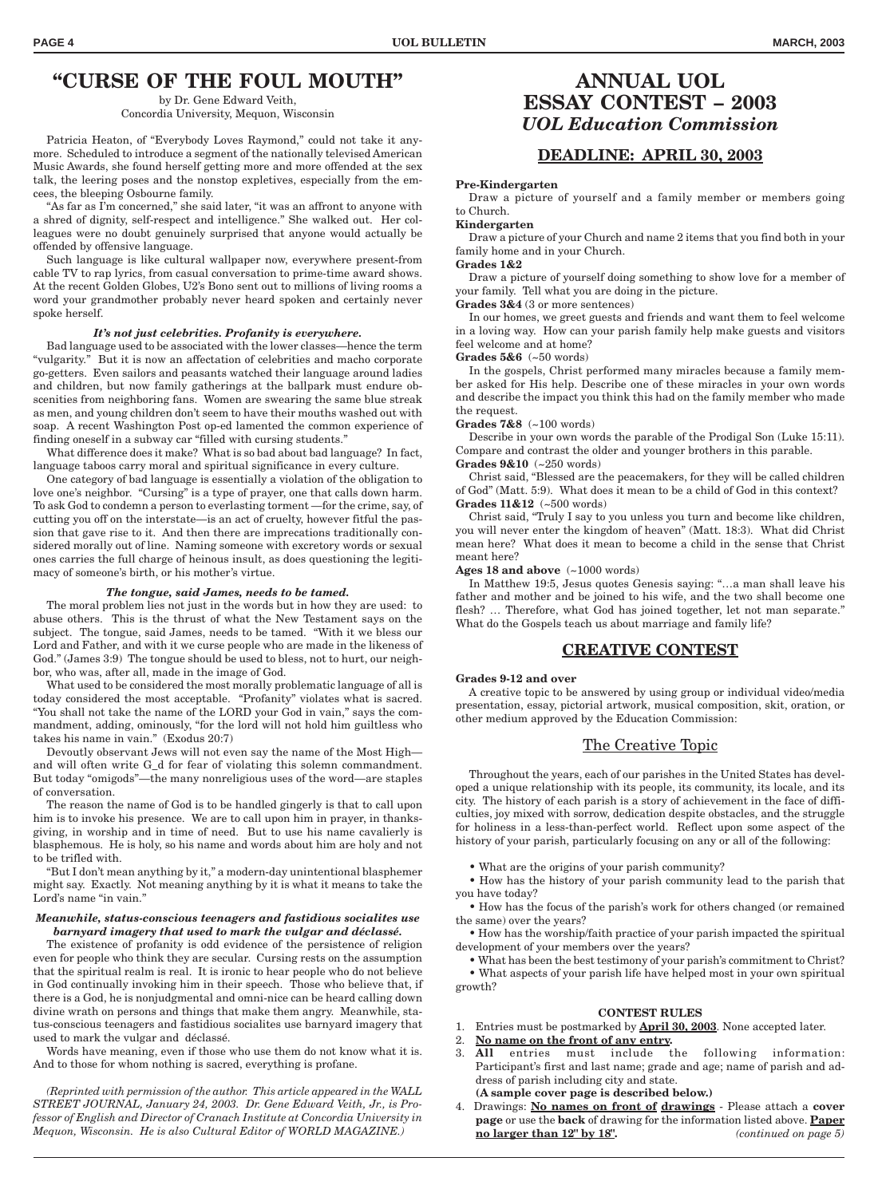# "CURSE OF THE FOUL MOUTH"

by Dr. Gene Edward Veith,
Concordia University, Mequon, Wisconsin

Patricia Heaton, of "Everybody Loves Raymond," could not take it anymore. Scheduled to introduce a segment of the nationally televised American Music Awards, she found herself getting more and more offended at the sex talk, the leering poses and the nonstop expletives, especially from the emcees, the bleeping Osbourne family.

"As far as I'm concerned," she said later, "it was an affront to anyone with a shred of dignity, self-respect and intelligence." She walked out. Her colleagues were no doubt genuinely surprised that anyone would actually be offended by offensive language.

Such language is like cultural wallpaper now, everywhere present-from cable TV to rap lyrics, from casual conversation to prime-time award shows. At the recent Golden Globes, U2's Bono sent out to millions of living rooms a word your grandmother probably never heard spoken and certainly never spoke herself.

### *It's not just celebrities. Profanity is everywhere.*

Bad language used to be associated with the lower classes—hence the term "vulgarity." But it is now an affectation of celebrities and macho corporate go-getters. Even sailors and peasants watched their language around ladies and children, but now family gatherings at the ballpark must endure obscenities from neighboring fans. Women are swearing the same blue streak as men, and young children don't seem to have their mouths washed out with soap. A recent Washington Post op-ed lamented the common experience of finding oneself in a subway car "filled with cursing students."

What difference does it make? What is so bad about bad language? In fact, language taboos carry moral and spiritual significance in every culture.

One category of bad language is essentially a violation of the obligation to love one's neighbor. "Cursing" is a type of prayer, one that calls down harm. To ask God to condemn a person to everlasting torment —for the crime, say, of cutting you off on the interstate—is an act of cruelty, however fitful the passion that gave rise to it. And then there are imprecations traditionally considered morally out of line. Naming someone with excretory words or sexual ones carries the full charge of heinous insult, as does questioning the legitimacy of someone's birth, or his mother's virtue.

### *The tongue, said James, needs to be tamed.*

The moral problem lies not just in the words but in how they are used: to abuse others. This is the thrust of what the New Testament says on the subject. The tongue, said James, needs to be tamed. "With it we bless our Lord and Father, and with it we curse people who are made in the likeness of God." (James 3:9) The tongue should be used to bless, not to hurt, our neighbor, who was, after all, made in the image of God.

What used to be considered the most morally problematic language of all is today considered the most acceptable. "Profanity" violates what is sacred. "You shall not take the name of the LORD your God in vain," says the commandment, adding, ominously, "for the lord will not hold him guiltless who takes his name in vain." (Exodus 20:7)

Devoutly observant Jews will not even say the name of the Most High—and will often write G_d for fear of violating this solemn commandment. But today "omigods"—the many nonreligious uses of the word—are staples of conversation.

The reason the name of God is to be handled gingerly is that to call upon him is to invoke his presence. We are to call upon him in prayer, in thanksgiving, in worship and in time of need. But to use his name cavalierly is blasphemous. He is holy, so his name and words about him are holy and not to be trifled with.

"But I don't mean anything by it," a modern-day unintentional blasphemer might say. Exactly. Not meaning anything by it is what it means to take the Lord's name "in vain."

### *Meanwhile, status-conscious teenagers and fastidious socialites use barnyard imagery that used to mark the vulgar and déclassé.*

The existence of profanity is odd evidence of the persistence of religion even for people who think they are secular. Cursing rests on the assumption that the spiritual realm is real. It is ironic to hear people who do not believe in God continually invoking him in their speech. Those who believe that, if there is a God, he is nonjudgmental and omni-nice can be heard calling down divine wrath on persons and things that make them angry. Meanwhile, status-conscious teenagers and fastidious socialites use barnyard imagery that used to mark the vulgar and déclassé.

Words have meaning, even if those who use them do not know what it is. And to those for whom nothing is sacred, everything is profane.

*(Reprinted with permission of the author. This article appeared in the WALL STREET JOURNAL, January 24, 2003. Dr. Gene Edward Veith, Jr., is Professor of English and Director of Cranach Institute at Concordia University in Mequon, Wisconsin. He is also Cultural Editor of WORLD MAGAZINE.)*

# ANNUAL UOL ESSAY CONTEST – 2003
## *UOL Education Commission*

## DEADLINE: APRIL 30, 2003

**Pre-Kindergarten**
Draw a picture of yourself and a family member or members going to Church.

**Kindergarten**
Draw a picture of your Church and name 2 items that you find both in your family home and in your Church.

**Grades 1&2**
Draw a picture of yourself doing something to show love for a member of your family. Tell what you are doing in the picture.

**Grades 3&4** (3 or more sentences)
In our homes, we greet guests and friends and want them to feel welcome in a loving way. How can your parish family help make guests and visitors feel welcome and at home?

**Grades 5&6** (~50 words)
In the gospels, Christ performed many miracles because a family member asked for His help. Describe one of these miracles in your own words and describe the impact you think this had on the family member who made the request.

**Grades 7&8** (~100 words)
Describe in your own words the parable of the Prodigal Son (Luke 15:11). Compare and contrast the older and younger brothers in this parable.

**Grades 9&10** (~250 words)
Christ said, "Blessed are the peacemakers, for they will be called children of God" (Matt. 5:9). What does it mean to be a child of God in this context?

**Grades 11&12** (~500 words)
Christ said, "Truly I say to you unless you turn and become like children, you will never enter the kingdom of heaven" (Matt. 18:3). What did Christ mean here? What does it mean to become a child in the sense that Christ meant here?

**Ages 18 and above** (~1000 words)
In Matthew 19:5, Jesus quotes Genesis saying: "…a man shall leave his father and mother and be joined to his wife, and the two shall become one flesh? … Therefore, what God has joined together, let not man separate." What do the Gospels teach us about marriage and family life?

## CREATIVE CONTEST

**Grades 9-12 and over**
A creative topic to be answered by using group or individual video/media presentation, essay, pictorial artwork, musical composition, skit, oration, or other medium approved by the Education Commission:

### The Creative Topic

Throughout the years, each of our parishes in the United States has developed a unique relationship with its people, its community, its locale, and its city. The history of each parish is a story of achievement in the face of difficulties, joy mixed with sorrow, dedication despite obstacles, and the struggle for holiness in a less-than-perfect world. Reflect upon some aspect of the history of your parish, particularly focusing on any or all of the following:

- What are the origins of your parish community?
- How has the history of your parish community lead to the parish that you have today?
- How has the focus of the parish's work for others changed (or remained the same) over the years?
- How has the worship/faith practice of your parish impacted the spiritual development of your members over the years?
- What has been the best testimony of your parish's commitment to Christ?
- What aspects of your parish life have helped most in your own spiritual growth?

**CONTEST RULES**

1. Entries must be postmarked by **April 30, 2003**. None accepted later.
2. **No name on the front of any entry.**
3. **All** entries must include the following information: Participant's first and last name; grade and age; name of parish and address of parish including city and state.
   **(A sample cover page is described below.)**
4. Drawings: **No names on front of drawings** - Please attach a **cover page** or use the **back** of drawing for the information listed above. **Paper no larger than 12" by 18".** *(continued on page 5)*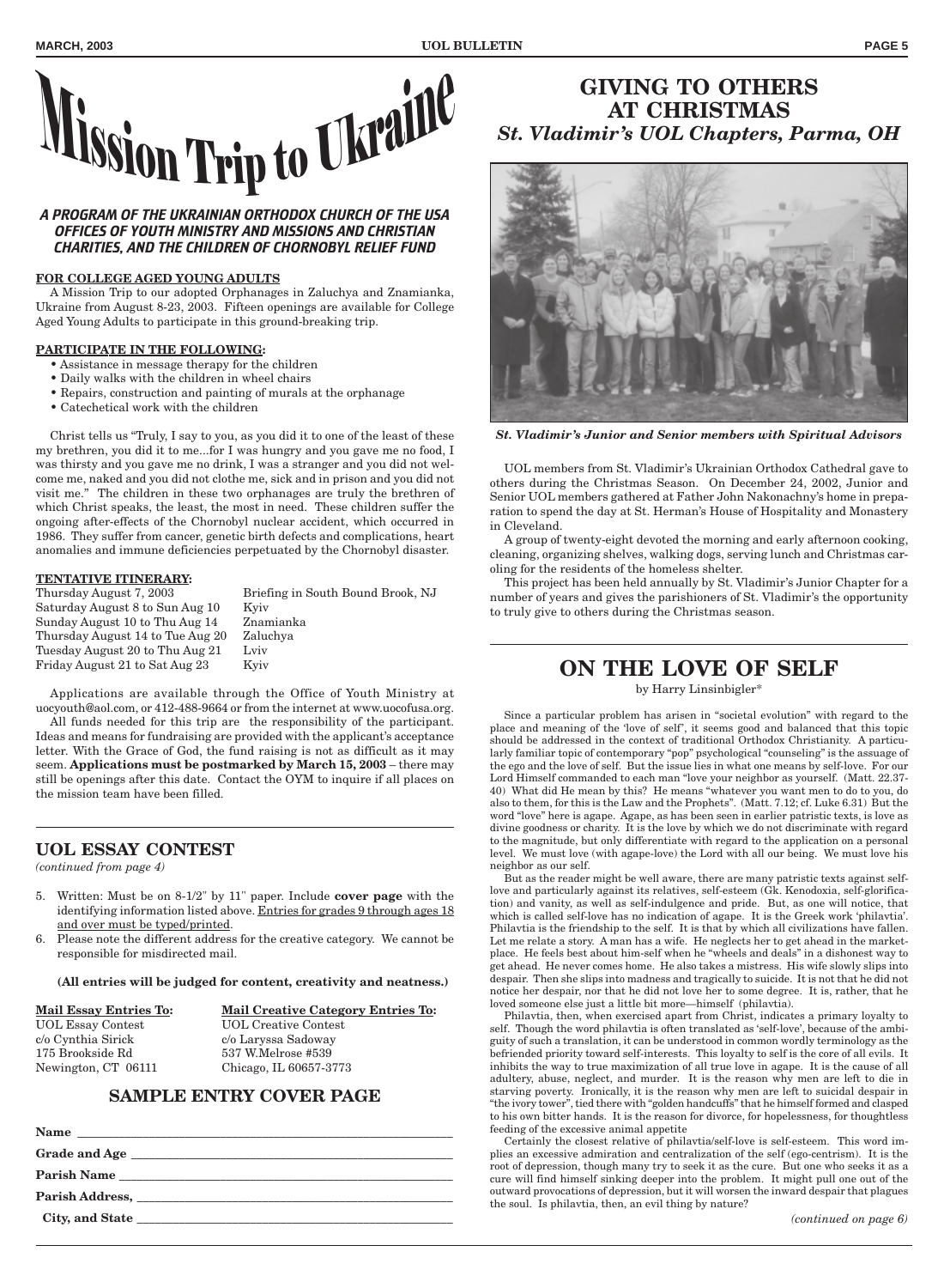# Mission Trip to Ukraine

***A PROGRAM OF THE UKRAINIAN ORTHODOX CHURCH OF THE USA OFFICES OF YOUTH MINISTRY AND MISSIONS AND CHRISTIAN CHARITIES, AND THE CHILDREN OF CHORNOBYL RELIEF FUND***

**FOR COLLEGE AGED YOUNG ADULTS**

A Mission Trip to our adopted Orphanages in Zaluchya and Znamianka, Ukraine from August 8-23, 2003. Fifteen openings are available for College Aged Young Adults to participate in this ground-breaking trip.

**PARTICIPATE IN THE FOLLOWING:**

- Assistance in message therapy for the children
- Daily walks with the children in wheel chairs
- Repairs, construction and painting of murals at the orphanage
- Catechetical work with the children

Christ tells us "Truly, I say to you, as you did it to one of the least of these my brethren, you did it to me...for I was hungry and you gave me no food, I was thirsty and you gave me no drink, I was a stranger and you did not welcome me, naked and you did not clothe me, sick and in prison and you did not visit me." The children in these two orphanages are truly the brethren of which Christ speaks, the least, the most in need. These children suffer the ongoing after-effects of the Chornobyl nuclear accident, which occurred in 1986. They suffer from cancer, genetic birth defects and complications, heart anomalies and immune deficiencies perpetuated by the Chornobyl disaster.

**TENTATIVE ITINERARY:**

| | |
|---|---|
| Thursday August 7, 2003 | Briefing in South Bound Brook, NJ |
| Saturday August 8 to Sun Aug 10 | Kyiv |
| Sunday August 10 to Thu Aug 14 | Znamianka |
| Thursday August 14 to Tue Aug 20 | Zaluchya |
| Tuesday August 20 to Thu Aug 21 | Lviv |
| Friday August 21 to Sat Aug 23 | Kyiv |

Applications are available through the Office of Youth Ministry at uocyouth@aol.com, or 412-488-9664 or from the internet at www.uocofusa.org.

All funds needed for this trip are the responsibility of the participant. Ideas and means for fundraising are provided with the applicant's acceptance letter. With the Grace of God, the fund raising is not as difficult as it may seem. **Applications must be postmarked by March 15, 2003** – there may still be openings after this date. Contact the OYM to inquire if all places on the mission team have been filled.

## UOL ESSAY CONTEST

*(continued from page 4)*

5. Written: Must be on 8-1/2" by 11" paper. Include **cover page** with the identifying information listed above. Entries for grades 9 through ages 18 and over must be typed/printed.
6. Please note the different address for the creative category. We cannot be responsible for misdirected mail.

**(All entries will be judged for content, creativity and neatness.)**

| **Mail Essay Entries To:** | **Mail Creative Category Entries To:** |
|---|---|
| UOL Essay Contest | UOL Creative Contest |
| c/o Cynthia Sirick | c/o Laryssa Sadoway |
| 175 Brookside Rd | 537 W.Melrose #539 |
| Newington, CT 06111 | Chicago, IL 60657-3773 |

### SAMPLE ENTRY COVER PAGE

**Name** ______________________________

**Grade and Age** ______________________________

**Parish Name** ______________________________

**Parish Address,** ______________________________

**City, and State** ______________________________

# GIVING TO OTHERS AT CHRISTMAS

### *St. Vladimir's UOL Chapters, Parma, OH*

***St. Vladimir's Junior and Senior members with Spiritual Advisors***

UOL members from St. Vladimir's Ukrainian Orthodox Cathedral gave to others during the Christmas Season. On December 24, 2002, Junior and Senior UOL members gathered at Father John Nakonachny's home in preparation to spend the day at St. Herman's House of Hospitality and Monastery in Cleveland.

A group of twenty-eight devoted the morning and early afternoon cooking, cleaning, organizing shelves, walking dogs, serving lunch and Christmas caroling for the residents of the homeless shelter.

This project has been held annually by St. Vladimir's Junior Chapter for a number of years and gives the parishioners of St. Vladimir's the opportunity to truly give to others during the Christmas season.

# ON THE LOVE OF SELF

by Harry Linsinbigler*

Since a particular problem has arisen in "societal evolution" with regard to the place and meaning of the 'love of self', it seems good and balanced that this topic should be addressed in the context of traditional Orthodox Christianity. A particularly familiar topic of contemporary "pop" psychological "counseling" is the assuage of the ego and the love of self. But the issue lies in what one means by self-love. For our Lord Himself commanded to each man "love your neighbor as yourself. (Matt. 22.37-40) What did He mean by this? He means "whatever you want men to do to you, do also to them, for this is the Law and the Prophets". (Matt. 7.12; cf. Luke 6.31) But the word "love" here is agape. Agape, as has been seen in earlier patristic texts, is love as divine goodness or charity. It is the love by which we do not discriminate with regard to the magnitude, but only differentiate with regard to the application on a personal level. We must love (with agape-love) the Lord with all our being. We must love his neighbor as our self.

But as the reader might be well aware, there are many patristic texts against self-love and particularly against its relatives, self-esteem (Gk. Kenodoxia, self-glorification) and vanity, as well as self-indulgence and pride. But, as one will notice, that which is called self-love has no indication of agape. It is the Greek work 'philavtia'. Philavtia is the friendship to the self. It is that by which all civilizations have fallen. Let me relate a story. A man has a wife. He neglects her to get ahead in the marketplace. He feels best about him-self when he "wheels and deals" in a dishonest way to get ahead. He never comes home. He also takes a mistress. His wife slowly slips into despair. Then she slips into madness and tragically to suicide. It is not that he did not notice her despair, nor that he did not love her to some degree. It is, rather, that he loved someone else just a little bit more—himself (philavtia).

Philavtia, then, when exercised apart from Christ, indicates a primary loyalty to self. Though the word philavtia is often translated as 'self-love', because of the ambiguity of such a translation, it can be understood in common wordly terminology as the befriended priority toward self-interests. This loyalty to self is the core of all evils. It inhibits the way to true maximization of all true love in agape. It is the cause of all adultery, abuse, neglect, and murder. It is the reason why men are left to die in starving poverty. Ironically, it is the reason why men are left to suicidal despair in "the ivory tower", tied there with "golden handcuffs" that he himself formed and clasped to his own bitter hands. It is the reason for divorce, for hopelessness, for thoughtless feeding of the excessive animal appetite

Certainly the closest relative of philavtia/self-love is self-esteem. This word implies an excessive admiration and centralization of the self (ego-centrism). It is the root of depression, though many try to seek it as the cure. But one who seeks it as a cure will find himself sinking deeper into the problem. It might pull one out of the outward provocations of depression, but it will worsen the inward despair that plagues the soul. Is philavtia, then, an evil thing by nature?

*(continued on page 6)*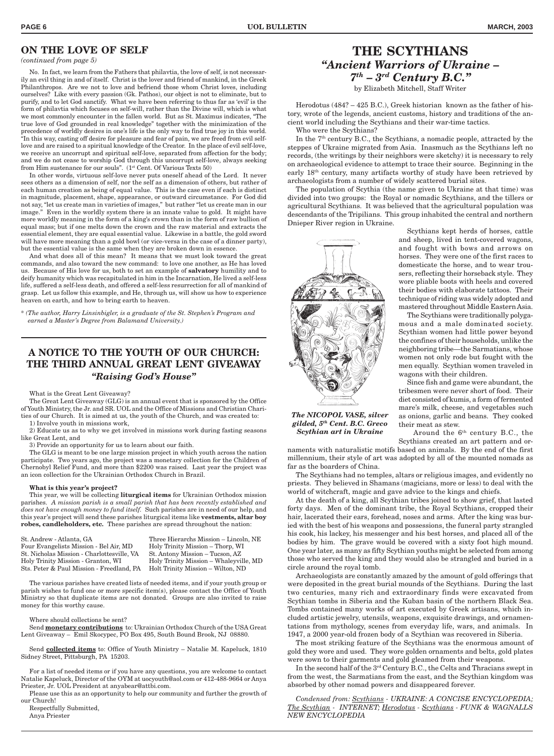## ON THE LOVE OF SELF

*(continued from page 5)*

No. In fact, we learn from the Fathers that philavtia, the love of self, is not necessarily an evil thing in and of itself. Christ is the lover and friend of mankind, in the Greek Philanthropos. Are we not to love and befriend those whom Christ loves, including ourselves? Like with every passion (Gk. Pathos), our object is not to eliminate, but to purify, and to let God sanctify. What we have been referring to thus far as 'evil' is the form of philavtia which focuses on self-will, rather than the Divine will, which is what we most commonly encounter in the fallen world. But as St. Maximus indicates, "The true love of God grounded in real knowledge" together with the minimization of the precedence of worldly desires in one's life is the only way to find true joy in this world. "In this way, casting off desire for pleasure and fear of pain, we are freed from evil self-love and are raised to a spiritual knowledge of the Creator. In the place of evil self-love, we receive an uncorrupt and spiritual self-love, separated from affection for the body; and we do not cease to worship God through this uncorrupt self-love, always seeking from Him sustenance for our souls". (1st Cent. Of Various Texts 50)

In other words, virtuous self-love never puts oneself ahead of the Lord. It never sees others as a dimension of self, nor the self as a dimension of others, but rather of each human creation as being of equal value. This is the case even if each is distinct in magnitude, placement, shape, appearance, or outward circumstance. For God did not say, "let us create man in varieties of images," but rather "let us create man in our image." Even in the worldly system there is an innate value to gold. It might have more worldly meaning in the form of a king's crown than in the form of raw bullion of equal mass; but if one melts down the crown and the raw material and extracts the essential element, they are equal essential value. Likewise in a battle, the gold sword will have more meaning than a gold bowl (or vice-versa in the case of a dinner party), but the essential value is the same when they are broken down in essence.

And what does all of this mean? It means that we must look toward the great commands, and also toward the new command: to love one another, as He has loved us. Because of His love for us, both to set an example of **salvatory** humility and to deify humanity which was recapitulated in him in the Incarnation, He lived a self-less life, suffered a self-less death, and offered a self-less resurrection for all of mankind of grasp. Let us follow this example, and He, through us, will show us how to experience heaven on earth, and how to bring earth to heaven.

* *(The author, Harry Linsinbigler, is a graduate of the St. Stephen's Program and earned a Master's Degree from Balamand University.)*

## A NOTICE TO THE YOUTH OF OUR CHURCH: THE THIRD ANNUAL GREAT LENT GIVEAWAY

### *"Raising God's House"*

What is the Great Lent Giveaway?

The Great Lent Giveaway (GLG) is an annual event that is sponsored by the Office of Youth Ministry, the Jr. and SR. UOL and the Office of Missions and Christian Charities of our Church. It is aimed at us, the youth of the Church, and was created to:

1) Involve youth in missions work,

2) Educate us as to why we get involved in missions work during fasting seasons like Great Lent, and

3) Provide an opportunity for us to learn about our faith.

The GLG is meant to be one large mission project in which youth across the nation participate. Two years ago, the project was a monetary collection for the Children of Chernobyl Relief Fund, and more than $2200 was raised. Last year the project was an icon collection for the Ukrainian Orthodox Church in Brazil.

**What is this year's project?**

This year, we will be collecting **liturgical items** for Ukrainian Orthodox mission parishes. *A mission parish is a small parish that has been recently established and does not have enough money to fund itself.* Such parishes are in need of our help, and this year's project will send these parishes liturgical items like **vestments, altar boy robes, candleholders, etc.** These parishes are spread throughout the nation:

St. Andrew - Atlanta, GA
Four Evangelists Mission - Bel Air, MD
St. Nicholas Mission - Charlottesville, VA
Holy Trinity Mission - Granton, WI
Sts. Peter & Paul Mission - Freedland, PA
Three Hierarchs Mission – Lincoln, NE
Holy Trinity Mission – Thorp, WI
St. Antony Mission – Tucson, AZ
Holy Trinity Mission – Whaleyville, MD
Holt Trinity Mission – Wilton, ND

The various parishes have created lists of needed items, and if your youth group or parish wishes to fund one or more specific item(s), please contact the Office of Youth Ministry so that duplicate items are not donated. Groups are also invited to raise money for this worthy cause.

Where should collections be sent?

Send **monetary contributions** to: Ukrainian Orthodox Church of the USA Great Lent Giveaway – Emil Skocypec, PO Box 495, South Bound Brook, NJ 08880.

Send **collected items** to: Office of Youth Ministry – Natalie M. Kapeluck, 1810 Sidney Street, Pittsburgh, PA 15203.

For a list of needed items or if you have any questions, you are welcome to contact Natalie Kapeluck, Director of the OYM at uocyouth@aol.com or 412-488-9664 or Anya Priester, Jr. UOL President at anyabear@attbi.com.

Please use this as an opportunity to help our community and further the growth of our Church!

Respectfully Submitted,
Anya Priester

## THE SCYTHIANS

### *"Ancient Warriors of Ukraine – 7th – 3rd Century B.C."*

by Elizabeth Mitchell, Staff Writer

Herodotus (484? – 425 B.C.), Greek historian known as the father of history, wrote of the legends, ancient customs, history and traditions of the ancient world including the Scythians and their war-time tactics.

Who were the Scythians?

In the 7th century B.C., the Scythians, a nomadic people, attracted by the steppes of Ukraine migrated from Asia. Inasmuch as the Scythians left no records, (the writings by their neighbors were sketchy) it is necessary to rely on archaeological evidence to attempt to trace their source. Beginning in the early 18th century, many artifacts worthy of study have been retrieved by archaeologists from a number of widely scattered burial sites.

The population of Scythia (the name given to Ukraine at that time) was divided into two groups: the Royal or nomadic Scythians, and the tillers or agricultural Scythians. It was believed that the agricultural population was descendants of the Tripilians. This group inhabited the central and northern Dnieper River region in Ukraine.

Scythians kept herds of horses, cattle and sheep, lived in tent-covered wagons, and fought with bows and arrows on horses. They were one of the first races to domesticate the horse, and to wear trousers, reflecting their horseback style. They wore pliable boots with heels and covered their bodies with elaborate tattoos. Their technique of riding was widely adopted and mastered throughout Middle Eastern Asia.

The Scythians were traditionally polygamous and a male dominated society. Scythian women had little power beyond the confines of their households, unlike the neighboring tribe—the Sarmatians, whose women not only rode but fought with the men equally. Scythian women traveled in wagons with their children.

Since fish and game were abundant, the tribesmen were never short of food. Their diet consisted of kumis, a form of fermented mare's milk, cheese, and vegetables such as onions, garlic and beans. They cooked their meat as stew.

***The NICOPOL VASE, silver gilded, 5th Cent. B.C. Greco Scythian art in Ukraine***

Around the 6th century B.C., the Scythians created an art pattern and ornaments with naturalistic motifs based on animals. By the end of the first millennium, their style of art was adopted by all of the mounted nomads as far as the boarders of China.

The Scythians had no temples, altars or religious images, and evidently no priests. They believed in Shamans (magicians, more or less) to deal with the world of witchcraft, magic and gave advice to the kings and chiefs.

At the death of a king, all Scythian tribes joined to show grief, that lasted forty days. Men of the dominant tribe, the Royal Scythians, cropped their hair, lacerated their ears, forehead, noses and arms. After the king was buried with the best of his weapons and possessions, the funeral party strangled his cook, his lackey, his messenger and his best horses, and placed all of the bodies by him. The grave would be covered with a sixty foot high mound. One year later, as many as fifty Scythian youths might be selected from among those who served the king and they would also be strangled and buried in a circle around the royal tomb.

Archaeologists are constantly amazed by the amount of gold offerings that were deposited in the great burial mounds of the Scythians. During the last two centuries, many rich and extraordinary finds were excavated from Scythian tombs in Siberia and the Kuban basin of the northern Black Sea. Tombs contained many works of art executed by Greek artisans, which included artistic jewelry, utensils, weapons, exquisite drawings, and ornamentations from mythology, scenes from everyday life, wars, and animals. In 1947, a 2000 year-old frozen body of a Scythian was recovered in Siberia.

The most striking feature of the Scythians was the enormous amount of gold they wore and used. They wore golden ornaments and belts, gold plates were sown to their garments and gold gleamed from their weapons.

In the second half of the 3rd Century B.C., the Celts and Thracians swept in from the west, the Sarmatians from the east, and the Scythian kingdom was absorbed by other nomad powers and disappeared forever.

*Condensed from: Scythians - UKRAINE: A CONCISE ENCYCLOPEDIA; The Scythian - INTERNET; Herodotus - Scythians - FUNK & WAGNALLS NEW ENCYCLOPEDIA*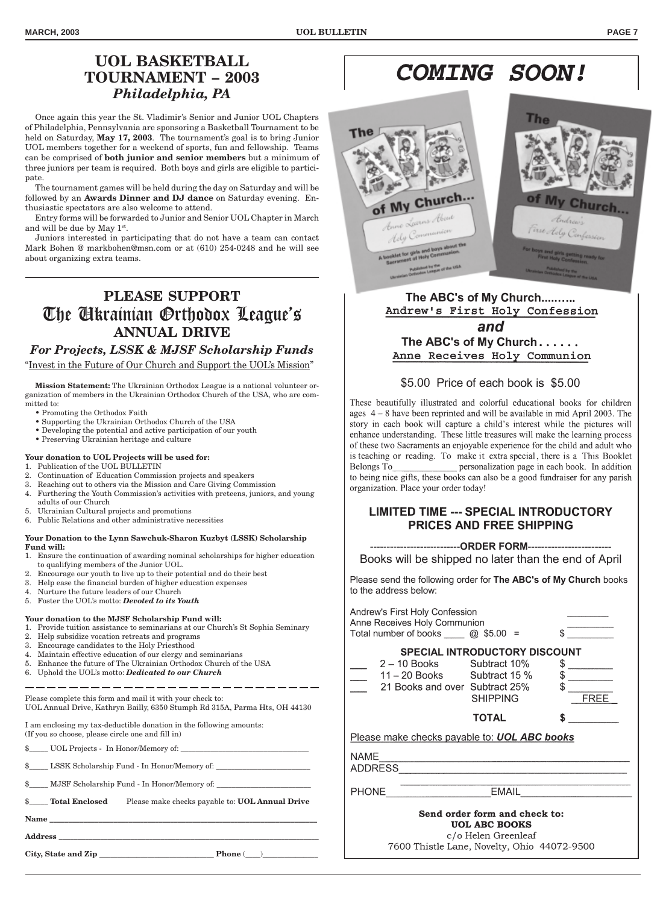# UOL BASKETBALL TOURNAMENT – 2003

### *Philadelphia, PA*

Once again this year the St. Vladimir's Senior and Junior UOL Chapters of Philadelphia, Pennsylvania are sponsoring a Basketball Tournament to be held on Saturday, **May 17, 2003**. The tournament's goal is to bring Junior UOL members together for a weekend of sports, fun and fellowship. Teams can be comprised of **both junior and senior members** but a minimum of three juniors per team is required. Both boys and girls are eligible to participate.

The tournament games will be held during the day on Saturday and will be followed by an **Awards Dinner and DJ dance** on Saturday evening. Enthusiastic spectators are also welcome to attend.

Entry forms will be forwarded to Junior and Senior UOL Chapter in March and will be due by May 1st.

Juniors interested in participating that do not have a team can contact Mark Bohen @ markbohen@msn.com or at (610) 254-0248 and he will see about organizing extra teams.

---

# PLEASE SUPPORT The Ukrainian Orthodox League's ANNUAL DRIVE

### *For Projects, LSSK & MJSF Scholarship Funds*

"Invest in the Future of Our Church and Support the UOL's Mission"

**Mission Statement:** The Ukrainian Orthodox League is a national volunteer organization of members in the Ukrainian Orthodox Church of the USA, who are committed to:

- Promoting the Orthodox Faith
- Supporting the Ukrainian Orthodox Church of the USA
- Developing the potential and active participation of our youth
- Preserving Ukrainian heritage and culture

**Your donation to UOL Projects will be used for:**

1. Publication of the UOL BULLETIN
2. Continuation of Education Commission projects and speakers
3. Reaching out to others via the Mission and Care Giving Commission
4. Furthering the Youth Commission's activities with preteens, juniors, and young adults of our Church
5. Ukrainian Cultural projects and promotions
6. Public Relations and other administrative necessities

**Your Donation to the Lynn Sawchuk-Sharon Kuzbyt (LSSK) Scholarship Fund will:**

1. Ensure the continuation of awarding nominal scholarships for higher education to qualifying members of the Junior UOL.
2. Encourage our youth to live up to their potential and do their best
3. Help ease the financial burden of higher education expenses
4. Nurture the future leaders of our Church
5. Foster the UOL's motto: ***Devoted to its Youth***

**Your donation to the MJSF Scholarship Fund will:**

1. Provide tuition assistance to seminarians at our Church's St Sophia Seminary
2. Help subsidize vocation retreats and programs
3. Encourage candidates to the Holy Priesthood
4. Maintain effective education of our clergy and seminarians
5. Enhance the future of The Ukrainian Orthodox Church of the USA
6. Uphold the UOL's motto: ***Dedicated to our Church***

---

Please complete this form and mail it with your check to:
UOL Annual Drive, Kathryn Bailly, 6350 Stumph Rd 315A, Parma Hts, OH 44130

I am enclosing my tax-deductible donation in the following amounts:
(If you so choose, please circle one and fill in)

$_____ UOL Projects - In Honor/Memory of: ______________________

$_____ LSSK Scholarship Fund - In Honor/Memory of: ______________________

$_____ MJSF Scholarship Fund - In Honor/Memory of: ______________________

$_____ **Total Enclosed** Please make checks payable to: **UOL Annual Drive**

**Name** ______________________

**Address** ______________________

**City, State and Zip** ______________________ **Phone** (____)______________

---

# COMING SOON!

**The ABC's of My Church.....…..**
**Andrew's First Holy Confession**
***and***
**The ABC's of My Church . . . . . .**
**Anne Receives Holy Communion**

$5.00 Price of each book is $5.00

These beautifully illustrated and colorful educational books for children ages 4 – 8 have been reprinted and will be available in mid April 2003. The story in each book will capture a child's interest while the pictures will enhance understanding. These little treasures will make the learning process of these two Sacraments an enjoyable experience for the child and adult who is teaching or reading. To make it extra special, there is a This Booklet Belongs To______________ personalization page in each book. In addition to being nice gifts, these books can also be a good fundraiser for any parish organization. Place your order today!

### LIMITED TIME --- SPECIAL INTRODUCTORY PRICES AND FREE SHIPPING

---------------------------**ORDER FORM**-------------------------

Books will be shipped no later than the end of April

Please send the following order for **The ABC's of My Church** books to the address below:

Andrew's First Holy Confession ________
Anne Receives Holy Communion ________
Total number of books ____ @ $5.00 = $ ________

**SPECIAL INTRODUCTORY DISCOUNT**

___ 2 – 10 Books Subtract 10% $ ________
___ 11 – 20 Books Subtract 15 % $ ________
___ 21 Books and over Subtract 25% $ ________
SHIPPING FREE

**TOTAL $ ________**

Please make checks payable to: ***UOL ABC books***

NAME______________________
ADDRESS______________________
______________________
PHONE______________EMAIL______________

**Send order form and check to:**
**UOL ABC BOOKS**
c/o Helen Greenleaf
7600 Thistle Lane, Novelty, Ohio 44072-9500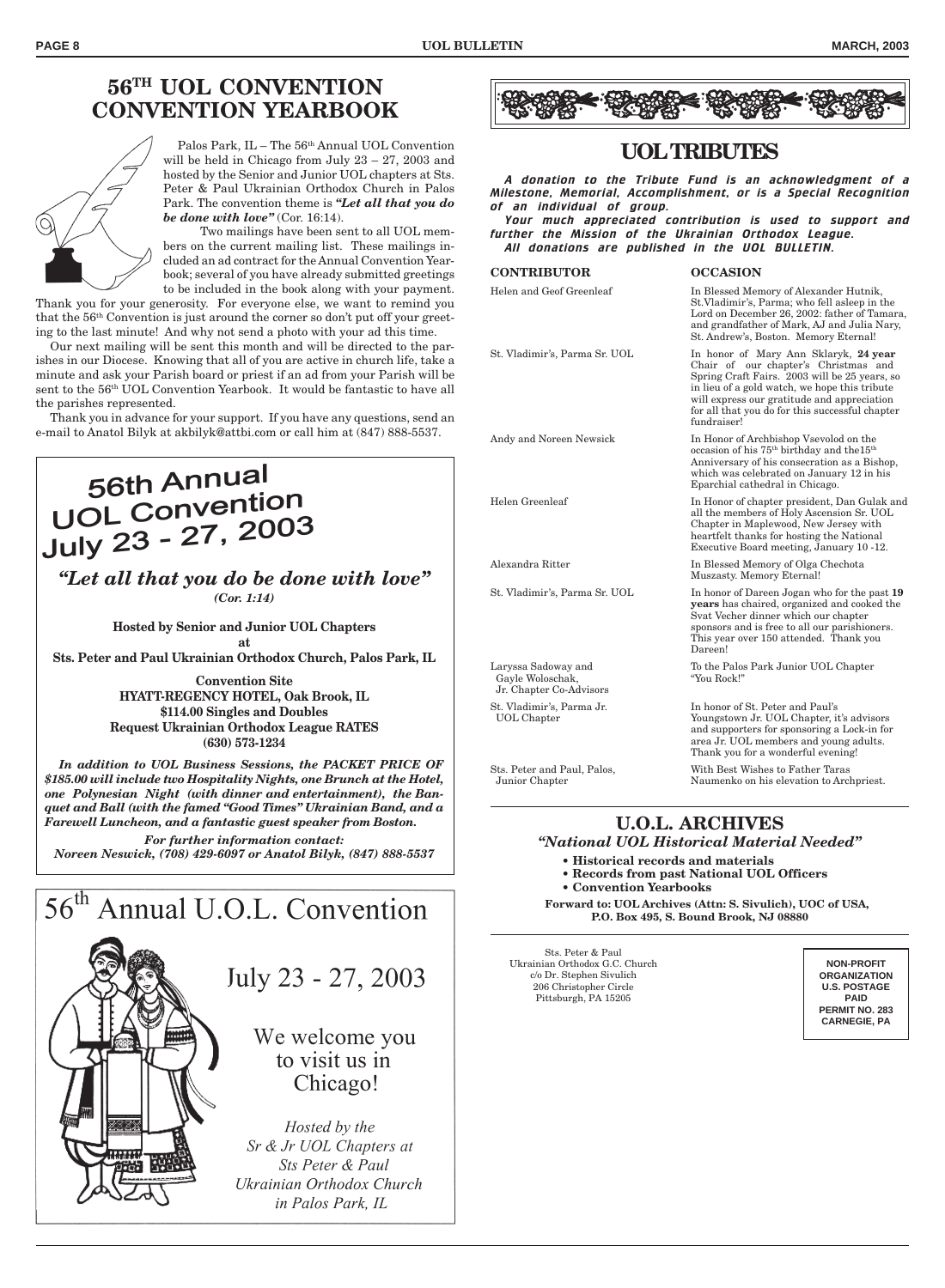# 56[TH] UOL CONVENTION CONVENTION YEARBOOK

Palos Park, IL – The 56th Annual UOL Convention will be held in Chicago from July 23 – 27, 2003 and hosted by the Senior and Junior UOL chapters at Sts. Peter & Paul Ukrainian Orthodox Church in Palos Park. The convention theme is ***"Let all that you do be done with love"*** (Cor. 16:14).

Two mailings have been sent to all UOL members on the current mailing list. These mailings included an ad contract for the Annual Convention Yearbook; several of you have already submitted greetings to be included in the book along with your payment. Thank you for your generosity. For everyone else, we want to remind you that the 56th Convention is just around the corner so don't put off your greeting to the last minute! And why not send a photo with your ad this time.

Our next mailing will be sent this month and will be directed to the parishes in our Diocese. Knowing that all of you are active in church life, take a minute and ask your Parish board or priest if an ad from your Parish will be sent to the 56th UOL Convention Yearbook. It would be fantastic to have all the parishes represented.

Thank you in advance for your support. If you have any questions, send an e-mail to Anatol Bilyk at akbilyk@attbi.com or call him at (847) 888-5537.

## 56th Annual UOL Convention July 23 - 27, 2003

***"Let all that you do be done with love"***
***(Cor. 1:14)***

**Hosted by Senior and Junior UOL Chapters at Sts. Peter and Paul Ukrainian Orthodox Church, Palos Park, IL**

**Convention Site**
**HYATT-REGENCY HOTEL, Oak Brook, IL**
**$114.00 Singles and Doubles**
**Request Ukrainian Orthodox League RATES**
**(630) 573-1234**

***In addition to UOL Business Sessions, the PACKET PRICE OF $185.00 will include two Hospitality Nights, one Brunch at the Hotel, one Polynesian Night (with dinner and entertainment), the Banquet and Ball (with the famed "Good Times" Ukrainian Band, and a Farewell Luncheon, and a fantastic guest speaker from Boston.***

***For further information contact:***
***Noreen Neswick, (708) 429-6097 or Anatol Bilyk, (847) 888-5537***

## 56th Annual U.O.L. Convention

July 23 - 27, 2003

We welcome you to visit us in Chicago!

*Hosted by the Sr & Jr UOL Chapters at Sts Peter & Paul Ukrainian Orthodox Church in Palos Park, IL*

# UOL TRIBUTES

***A donation to the Tribute Fund is an acknowledgment of a Milestone, Memorial, Accomplishment, or is a Special Recognition of an individual of group.***

***Your much appreciated contribution is used to support and further the Mission of the Ukrainian Orthodox League.***

***All donations are published in the UOL BULLETIN.***

| CONTRIBUTOR | OCCASION |
|---|---|
| Helen and Geof Greenleaf | In Blessed Memory of Alexander Hutnik, St.Vladimir's, Parma; who fell asleep in the Lord on December 26, 2002: father of Tamara, and grandfather of Mark, AJ and Julia Nary, St. Andrew's, Boston. Memory Eternal! |
| St. Vladimir's, Parma Sr. UOL | In honor of Mary Ann Sklaryk, **24 year** Chair of our chapter's Christmas and Spring Craft Fairs. 2003 will be 25 years, so in lieu of a gold watch, we hope this tribute will express our gratitude and appreciation for all that you do for this successful chapter fundraiser! |
| Andy and Noreen Newsick | In Honor of Archbishop Vsevolod on the occasion of his 75th birthday and the15th Anniversary of his consecration as a Bishop, which was celebrated on January 12 in his Eparchial cathedral in Chicago. |
| Helen Greenleaf | In Honor of chapter president, Dan Gulak and all the members of Holy Ascension Sr. UOL Chapter in Maplewood, New Jersey with heartfelt thanks for hosting the National Executive Board meeting, January 10 -12. |
| Alexandra Ritter | In Blessed Memory of Olga Chechota Muszasty. Memory Eternal! |
| St. Vladimir's, Parma Sr. UOL | In honor of Dareen Jogan who for the past **19 years** has chaired, organized and cooked the Svat Vecher dinner which our chapter sponsors and is free to all our parishioners. This year over 150 attended. Thank you Dareen! |
| Laryssa Sadoway and Gayle Woloschak, Jr. Chapter Co-Advisors | To the Palos Park Junior UOL Chapter "You Rock!" |
| St. Vladimir's, Parma Jr. UOL Chapter | In honor of St. Peter and Paul's Youngstown Jr. UOL Chapter, it's advisors and supporters for sponsoring a Lock-in for area Jr. UOL members and young adults. Thank you for a wonderful evening! |
| Sts. Peter and Paul, Palos, Junior Chapter | With Best Wishes to Father Taras Naumenko on his elevation to Archpriest. |

## U.O.L. ARCHIVES

***"National UOL Historical Material Needed"***

- **Historical records and materials**
- **Records from past National UOL Officers**
- **Convention Yearbooks**

**Forward to: UOL Archives (Attn: S. Sivulich), UOC of USA, P.O. Box 495, S. Bound Brook, NJ 08880**

Sts. Peter & Paul
Ukrainian Orthodox G.C. Church
c/o Dr. Stephen Sivulich
206 Christopher Circle
Pittsburgh, PA 15205

NON-PROFIT ORGANIZATION
U.S. POSTAGE PAID
PERMIT NO. 283
CARNEGIE, PA